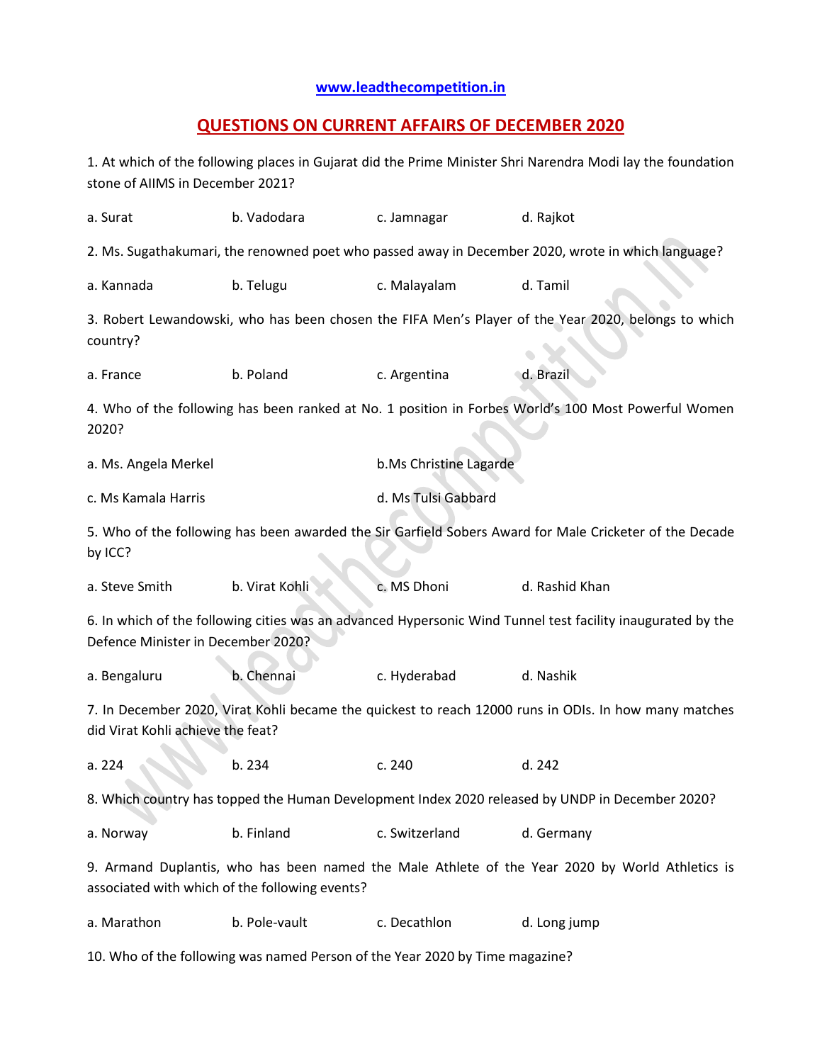www.leadthecompetition.in

# QUESTIONS ON CURRENT AFFAIRS OF DECEMBER 2020

1. At which of the following places in Gujarat did the Prime Minister Shri Narendra Modi lay the foundation stone of AIIMS in December 2021?

a. Surat  b. Vadodara  c. Jamnagar  d. Rajkot

2. Ms. Sugathakumari, the renowned poet who passed away in December 2020, wrote in which language?

a. Kannada  b. Telugu  c. Malayalam  d. Tamil

3. Robert Lewandowski, who has been chosen the FIFA Men's Player of the Year 2020, belongs to which country?

a. France  b. Poland  c. Argentina  d. Brazil

4. Who of the following has been ranked at No. 1 position in Forbes World's 100 Most Powerful Women 2020?

a. Ms. Angela Merkel  b.Ms Christine Lagarde

c. Ms Kamala Harris  d. Ms Tulsi Gabbard

5. Who of the following has been awarded the Sir Garfield Sobers Award for Male Cricketer of the Decade by ICC?

a. Steve Smith  b. Virat Kohli  c. MS Dhoni  d. Rashid Khan

6. In which of the following cities was an advanced Hypersonic Wind Tunnel test facility inaugurated by the Defence Minister in December 2020?

a. Bengaluru  b. Chennai  c. Hyderabad  d. Nashik

7. In December 2020, Virat Kohli became the quickest to reach 12000 runs in ODIs. In how many matches did Virat Kohli achieve the feat?

a. 224  b. 234  c. 240  d. 242

8. Which country has topped the Human Development Index 2020 released by UNDP in December 2020?

a. Norway  b. Finland  c. Switzerland  d. Germany

9. Armand Duplantis, who has been named the Male Athlete of the Year 2020 by World Athletics is associated with which of the following events?

a. Marathon  b. Pole-vault  c. Decathlon  d. Long jump

10. Who of the following was named Person of the Year 2020 by Time magazine?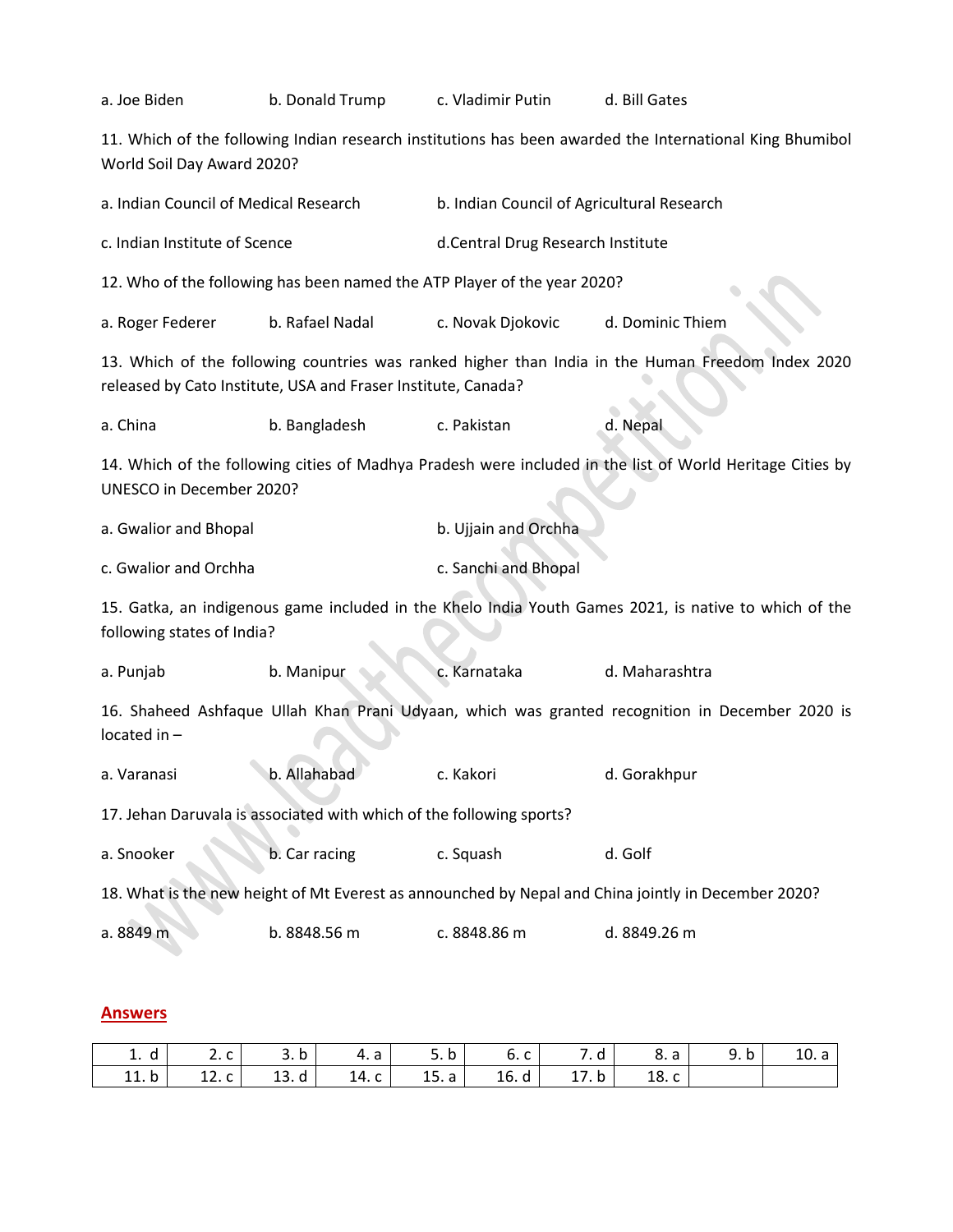a. Joe Biden b. Donald Trump c. Vladimir Putin d. Bill Gates

11. Which of the following Indian research institutions has been awarded the International King Bhumibol World Soil Day Award 2020?

a. Indian Council of Medical Research b. Indian Council of Agricultural Research

c. Indian Institute of Scence d.Central Drug Research Institute

12. Who of the following has been named the ATP Player of the year 2020?

a. Roger Federer b. Rafael Nadal c. Novak Djokovic d. Dominic Thiem

13. Which of the following countries was ranked higher than India in the Human Freedom Index 2020 released by Cato Institute, USA and Fraser Institute, Canada?

a. China b. Bangladesh c. Pakistan d. Nepal

14. Which of the following cities of Madhya Pradesh were included in the list of World Heritage Cities by UNESCO in December 2020?

a. Gwalior and Bhopal b. Ujjain and Orchha

c. Gwalior and Orchha c. Sanchi and Bhopal

15. Gatka, an indigenous game included in the Khelo India Youth Games 2021, is native to which of the following states of India?

a. Punjab b. Manipur c. Karnataka d. Maharashtra

16. Shaheed Ashfaque Ullah Khan Prani Udyaan, which was granted recognition in December 2020 is located in –

a. Varanasi b. Allahabad c. Kakori d. Gorakhpur

17. Jehan Daruvala is associated with which of the following sports?

a. Snooker b. Car racing c. Squash d. Golf

18. What is the new height of Mt Everest as announched by Nepal and China jointly in December 2020?

a. 8849 m b. 8848.56 m c. 8848.86 m d. 8849.26 m

## Answers

| | | | | | | | | | |
|---|---|---|---|---|---|---|---|---|---|
| 1. d | 2. c | 3. b | 4. a | 5. b | 6. c | 7. d | 8. a | 9. b | 10. a |
| 11. b | 12. c | 13. d | 14. c | 15. a | 16. d | 17. b | 18. c | | |